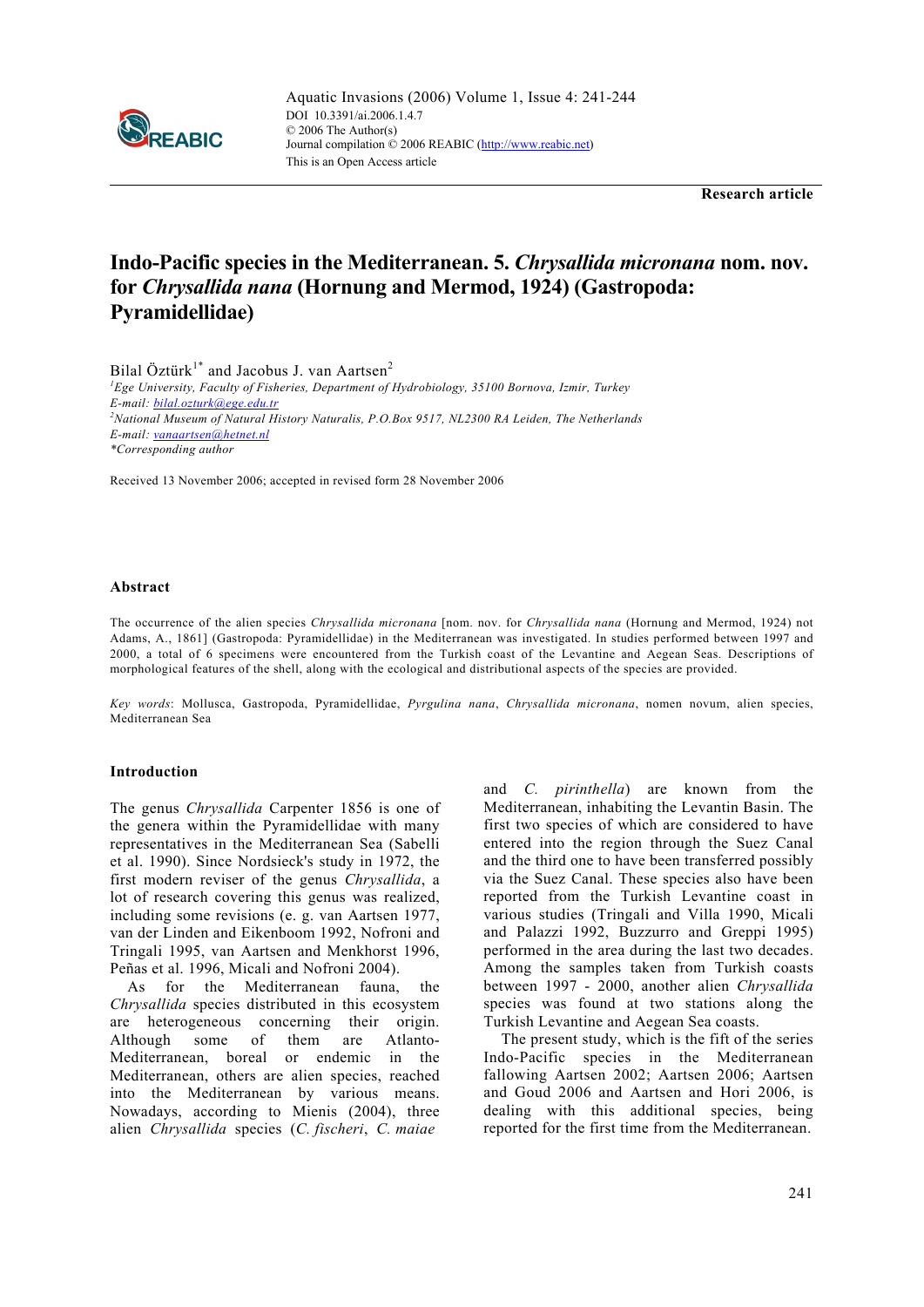Research article

# Indo-Pacific species in the Mediterranean. 5. *Chrysallida micronana* nom. nov. for *Chrysallida nana* (Hornung and Mermod, 1924) (Gastropoda: Pyramidellidae)

Bilal Öztürk[1*] and Jacobus J. van Aartsen[2]

[1]*Ege University, Faculty of Fisheries, Department of Hydrobiology, 35100 Bornova, Izmir, Turkey*
*E-mail: bilal.ozturk@ege.edu.tr*
[2]*National Museum of Natural History Naturalis, P.O.Box 9517, NL2300 RA Leiden, The Netherlands*
*E-mail: vanaartsen@hetnet.nl*
*\*Corresponding author*

Received 13 November 2006; accepted in revised form 28 November 2006

## Abstract

The occurrence of the alien species *Chrysallida micronana* [nom. nov. for *Chrysallida nana* (Hornung and Mermod, 1924) not Adams, A., 1861] (Gastropoda: Pyramidellidae) in the Mediterranean was investigated. In studies performed between 1997 and 2000, a total of 6 specimens were encountered from the Turkish coast of the Levantine and Aegean Seas. Descriptions of morphological features of the shell, along with the ecological and distributional aspects of the species are provided.

*Key words*: Mollusca, Gastropoda, Pyramidellidae, *Pyrgulina nana*, *Chrysallida micronana*, nomen novum, alien species, Mediterranean Sea

## Introduction

The genus *Chrysallida* Carpenter 1856 is one of the genera within the Pyramidellidae with many representatives in the Mediterranean Sea (Sabelli et al. 1990). Since Nordsieck's study in 1972, the first modern reviser of the genus *Chrysallida*, a lot of research covering this genus was realized, including some revisions (e. g. van Aartsen 1977, van der Linden and Eikenboom 1992, Nofroni and Tringali 1995, van Aartsen and Menkhorst 1996, Peñas et al. 1996, Micali and Nofroni 2004).

As for the Mediterranean fauna, the *Chrysallida* species distributed in this ecosystem are heterogeneous concerning their origin. Although some of them are Atlanto-Mediterranean, boreal or endemic in the Mediterranean, others are alien species, reached into the Mediterranean by various means. Nowadays, according to Mienis (2004), three alien *Chrysallida* species (*C. fischeri*, *C. maiae* and *C. pirinthella*) are known from the Mediterranean, inhabiting the Levantin Basin. The first two species of which are considered to have entered into the region through the Suez Canal and the third one to have been transferred possibly via the Suez Canal. These species also have been reported from the Turkish Levantine coast in various studies (Tringali and Villa 1990, Micali and Palazzi 1992, Buzzurro and Greppi 1995) performed in the area during the last two decades. Among the samples taken from Turkish coasts between 1997 - 2000, another alien *Chrysallida* species was found at two stations along the Turkish Levantine and Aegean Sea coasts.

The present study, which is the fift of the series Indo-Pacific species in the Mediterranean fallowing Aartsen 2002; Aartsen 2006; Aartsen and Goud 2006 and Aartsen and Hori 2006, is dealing with this additional species, being reported for the first time from the Mediterranean.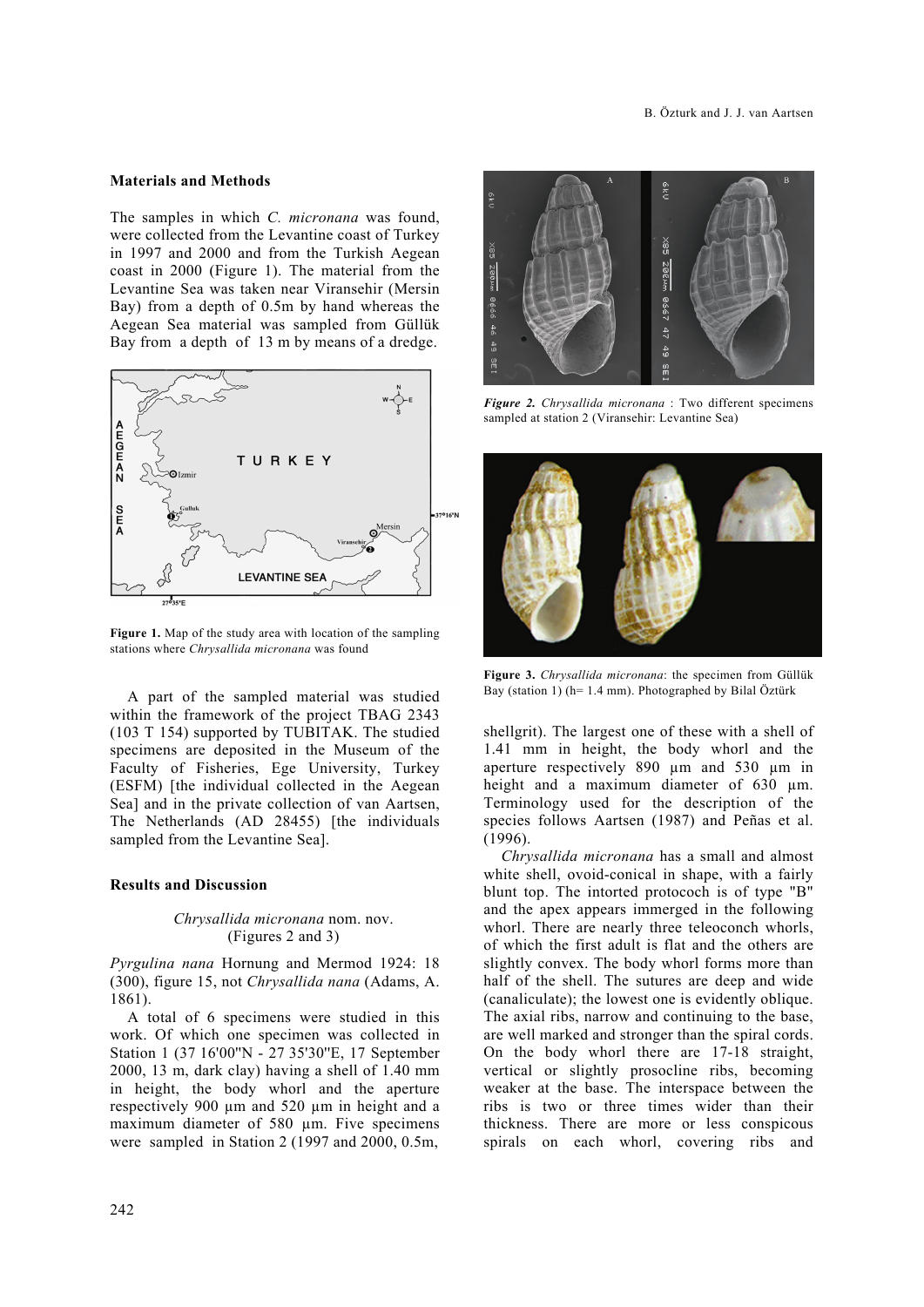## Materials and Methods

The samples in which *C. micronana* was found, were collected from the Levantine coast of Turkey in 1997 and 2000 and from the Turkish Aegean coast in 2000 (Figure 1). The material from the Levantine Sea was taken near Viransehir (Mersin Bay) from a depth of 0.5m by hand whereas the Aegean Sea material was sampled from Güllük Bay from a depth of 13 m by means of a dredge.

**Figure 1.** Map of the study area with location of the sampling stations where *Chrysallida micronana* was found

A part of the sampled material was studied within the framework of the project TBAG 2343 (103 T 154) supported by TUBITAK. The studied specimens are deposited in the Museum of the Faculty of Fisheries, Ege University, Turkey (ESFM) [the individual collected in the Aegean Sea] and in the private collection of van Aartsen, The Netherlands (AD 28455) [the individuals sampled from the Levantine Sea].

## Results and Discussion

*Chrysallida micronana* nom. nov.
(Figures 2 and 3)

*Pyrgulina nana* Hornung and Mermod 1924: 18 (300), figure 15, not *Chrysallida nana* (Adams, A. 1861).

A total of 6 specimens were studied in this work. Of which one specimen was collected in Station 1 (37 16'00"N - 27 35'30"E, 17 September 2000, 13 m, dark clay) having a shell of 1.40 mm in height, the body whorl and the aperture respectively 900 µm and 520 µm in height and a maximum diameter of 580 µm. Five specimens were sampled in Station 2 (1997 and 2000, 0.5m, shellgrit). The largest one of these with a shell of 1.41 mm in height, the body whorl and the aperture respectively 890 µm and 530 µm in height and a maximum diameter of 630 µm. Terminology used for the description of the species follows Aartsen (1987) and Peñas et al. (1996).

*Figure 2. Chrysallida micronana* : Two different specimens sampled at station 2 (Viransehir: Levantine Sea)

**Figure 3.** *Chrysallida micronana*: the specimen from Güllük Bay (station 1) (h= 1.4 mm). Photographed by Bilal Öztürk

*Chrysallida micronana* has a small and almost white shell, ovoid-conical in shape, with a fairly blunt top. The intorted protococh is of type "B" and the apex appears immerged in the following whorl. There are nearly three teleoconch whorls, of which the first adult is flat and the others are slightly convex. The body whorl forms more than half of the shell. The sutures are deep and wide (canaliculate); the lowest one is evidently oblique. The axial ribs, narrow and continuing to the base, are well marked and stronger than the spiral cords. On the body whorl there are 17-18 straight, vertical or slightly prosocline ribs, becoming weaker at the base. The interspace between the ribs is two or three times wider than their thickness. There are more or less conspicous spirals on each whorl, covering ribs and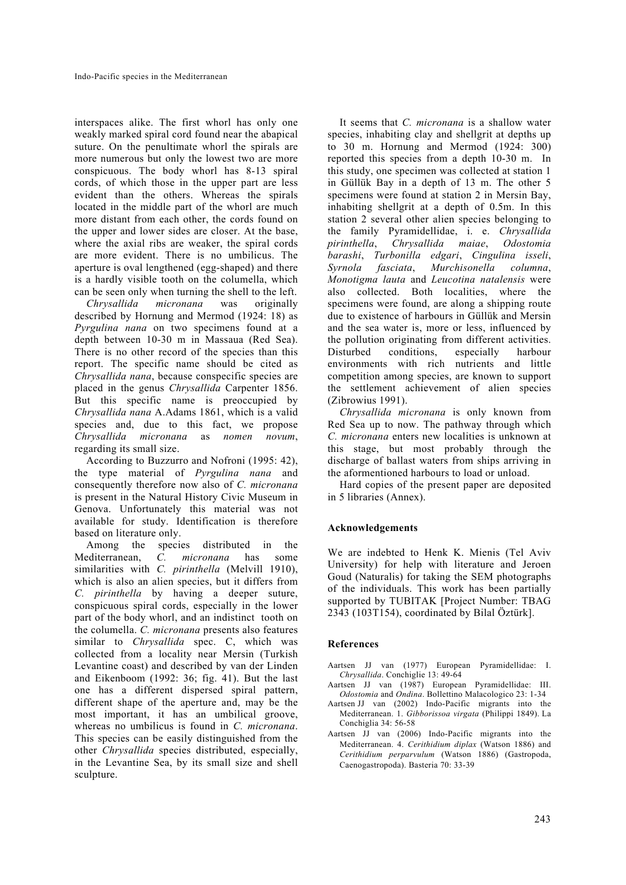interspaces alike. The first whorl has only one weakly marked spiral cord found near the abapical suture. On the penultimate whorl the spirals are more numerous but only the lowest two are more conspicuous. The body whorl has 8-13 spiral cords, of which those in the upper part are less evident than the others. Whereas the spirals located in the middle part of the whorl are much more distant from each other, the cords found on the upper and lower sides are closer. At the base, where the axial ribs are weaker, the spiral cords are more evident. There is no umbilicus. The aperture is oval lengthened (egg-shaped) and there is a hardly visible tooth on the columella, which can be seen only when turning the shell to the left.

*Chrysallida micronana* was originally described by Hornung and Mermod (1924: 18) as *Pyrgulina nana* on two specimens found at a depth between 10-30 m in Massaua (Red Sea). There is no other record of the species than this report. The specific name should be cited as *Chrysallida nana*, because conspecific species are placed in the genus *Chrysallida* Carpenter 1856. But this specific name is preoccupied by *Chrysallida nana* A.Adams 1861, which is a valid species and, due to this fact, we propose *Chrysallida micronana* as *nomen novum*, regarding its small size.

According to Buzzurro and Nofroni (1995: 42), the type material of *Pyrgulina nana* and consequently therefore now also of *C. micronana* is present in the Natural History Civic Museum in Genova. Unfortunately this material was not available for study. Identification is therefore based on literature only.

Among the species distributed in the Mediterranean, *C. micronana* has some similarities with *C. pirinthella* (Melvill 1910), which is also an alien species, but it differs from *C. pirinthella* by having a deeper suture, conspicuous spiral cords, especially in the lower part of the body whorl, and an indistinct tooth on the columella. *C. micronana* presents also features similar to *Chrysallida* spec. C, which was collected from a locality near Mersin (Turkish Levantine coast) and described by van der Linden and Eikenboom (1992: 36; fig. 41). But the last one has a different dispersed spiral pattern, different shape of the aperture and, may be the most important, it has an umbilical groove, whereas no umbilicus is found in *C. micronana*. This species can be easily distinguished from the other *Chrysallida* species distributed, especially, in the Levantine Sea, by its small size and shell sculpture.

It seems that *C. micronana* is a shallow water species, inhabiting clay and shellgrit at depths up to 30 m. Hornung and Mermod (1924: 300) reported this species from a depth 10-30 m. In this study, one specimen was collected at station 1 in Güllük Bay in a depth of 13 m. The other 5 specimens were found at station 2 in Mersin Bay, inhabiting shellgrit at a depth of 0.5m. In this station 2 several other alien species belonging to the family Pyramidellidae, i. e. *Chrysallida pirinthella*, *Chrysallida maiae*, *Odostomia barashi*, *Turbonilla edgari*, *Cingulina isseli*, *Syrnola fasciata*, *Murchisonella columna*, *Monotigma lauta* and *Leucotina natalensis* were also collected. Both localities, where the specimens were found, are along a shipping route due to existence of harbours in Güllük and Mersin and the sea water is, more or less, influenced by the pollution originating from different activities. Disturbed conditions, especially harbour environments with rich nutrients and little competition among species, are known to support the settlement achievement of alien species (Zibrowius 1991).

*Chrysallida micronana* is only known from Red Sea up to now. The pathway through which *C. micronana* enters new localities is unknown at this stage, but most probably through the discharge of ballast waters from ships arriving in the aforementioned harbours to load or unload.

Hard copies of the present paper are deposited in 5 libraries (Annex).

## Acknowledgements

We are indebted to Henk K. Mienis (Tel Aviv University) for help with literature and Jeroen Goud (Naturalis) for taking the SEM photographs of the individuals. This work has been partially supported by TUBITAK [Project Number: TBAG 2343 (103T154), coordinated by Bilal Öztürk].

## References

Aartsen JJ van (1977) European Pyramidellidae: I. *Chrysallida*. Conchiglie 13: 49-64

Aartsen JJ van (1987) European Pyramidellidae: III. *Odostomia* and *Ondina*. Bollettino Malacologico 23: 1-34

Aartsen JJ van (2002) Indo-Pacific migrants into the Mediterranean. 1. *Gibborissoa virgata* (Philippi 1849). La Conchiglia 34: 56-58

Aartsen JJ van (2006) Indo-Pacific migrants into the Mediterranean. 4. *Cerithidium diplax* (Watson 1886) and *Cerithidium perparvulum* (Watson 1886) (Gastropoda, Caenogastropoda). Basteria 70: 33-39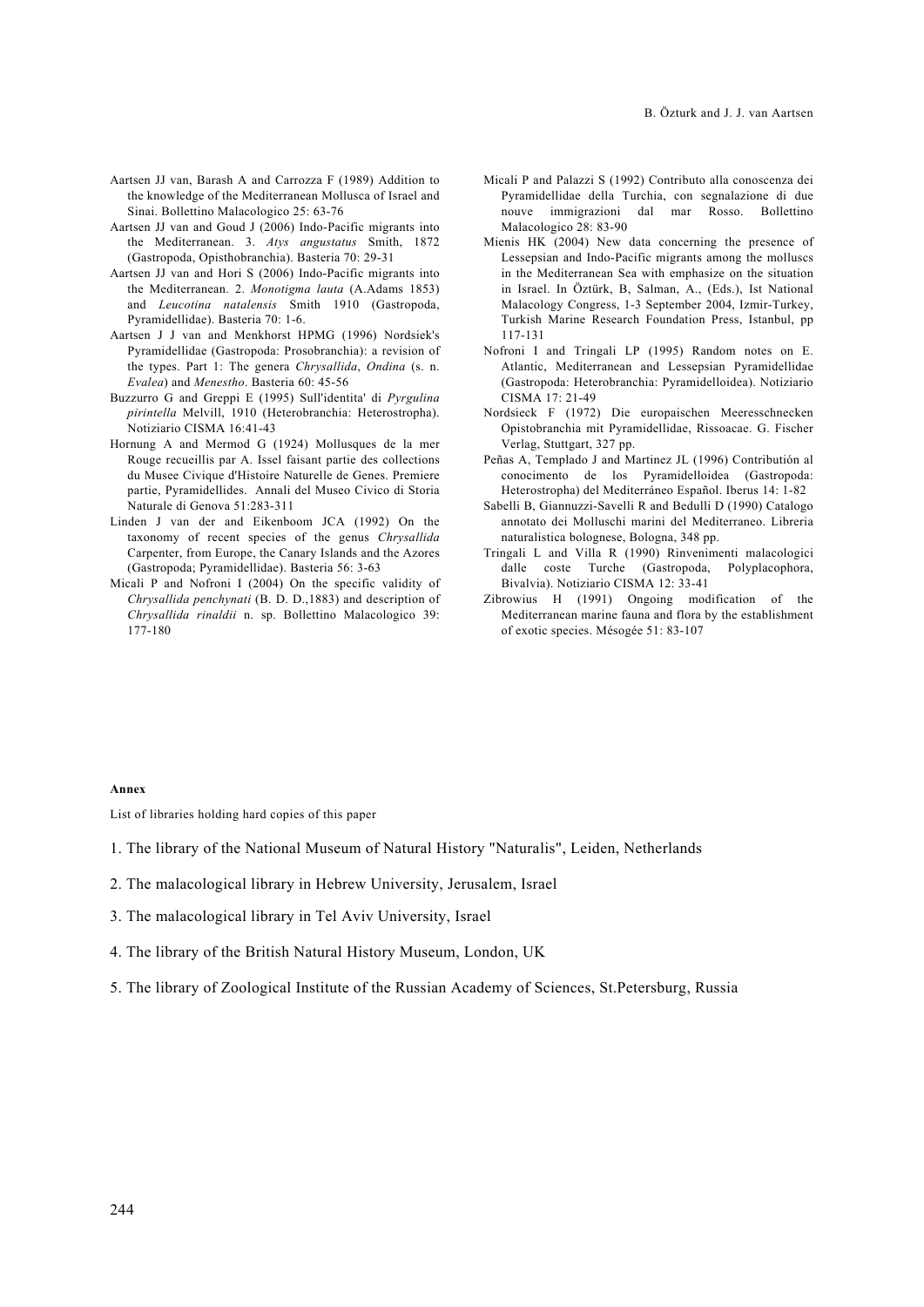Aartsen JJ van, Barash A and Carrozza F (1989) Addition to the knowledge of the Mediterranean Mollusca of Israel and Sinai. Bollettino Malacologico 25: 63-76

Aartsen JJ van and Goud J (2006) Indo-Pacific migrants into the Mediterranean. 3. *Atys angustatus* Smith, 1872 (Gastropoda, Opisthobranchia). Basteria 70: 29-31

Aartsen JJ van and Hori S (2006) Indo-Pacific migrants into the Mediterranean. 2. *Monotigma lauta* (A.Adams 1853) and *Leucotina natalensis* Smith 1910 (Gastropoda, Pyramidellidae). Basteria 70: 1-6.

Aartsen J J van and Menkhorst HPMG (1996) Nordsiek's Pyramidellidae (Gastropoda: Prosobranchia): a revision of the types. Part 1: The genera *Chrysallida*, *Ondina* (s. n. *Evalea*) and *Menestho*. Basteria 60: 45-56

Buzzurro G and Greppi E (1995) Sull'identita' di *Pyrgulina pirintella* Melvill, 1910 (Heterobranchia: Heterostropha). Notiziario CISMA 16:41-43

Hornung A and Mermod G (1924) Mollusques de la mer Rouge recueillis par A. Issel faisant partie des collections du Musee Civique d'Histoire Naturelle de Genes. Premiere partie, Pyramidellides. Annali del Museo Civico di Storia Naturale di Genova 51:283-311

Linden J van der and Eikenboom JCA (1992) On the taxonomy of recent species of the genus *Chrysallida* Carpenter, from Europe, the Canary Islands and the Azores (Gastropoda; Pyramidellidae). Basteria 56: 3-63

Micali P and Nofroni I (2004) On the specific validity of *Chrysallida penchynati* (B. D. D.,1883) and description of *Chrysallida rinaldii* n. sp. Bollettino Malacologico 39: 177-180

Micali P and Palazzi S (1992) Contributo alla conoscenza dei Pyramidellidae della Turchia, con segnalazione di due nouve immigrazioni dal mar Rosso. Bollettino Malacologico 28: 83-90

Mienis HK (2004) New data concerning the presence of Lessepsian and Indo-Pacific migrants among the molluscs in the Mediterranean Sea with emphasize on the situation in Israel. In Öztürk, B, Salman, A., (Eds.), Ist National Malacology Congress, 1-3 September 2004, Izmir-Turkey, Turkish Marine Research Foundation Press, Istanbul, pp 117-131

Nofroni I and Tringali LP (1995) Random notes on E. Atlantic, Mediterranean and Lessepsian Pyramidellidae (Gastropoda: Heterobranchia: Pyramidelloidea). Notiziario CISMA 17: 21-49

Nordsieck F (1972) Die europaischen Meeresschnecken Opistobranchia mit Pyramidellidae, Rissoacae. G. Fischer Verlag, Stuttgart, 327 pp.

Peñas A, Templado J and Martinez JL (1996) Contributión al conocimento de los Pyramidelloidea (Gastropoda: Heterostropha) del Mediterráneo Español. Iberus 14: 1-82

Sabelli B, Giannuzzi-Savelli R and Bedulli D (1990) Catalogo annotato dei Molluschi marini del Mediterraneo. Libreria naturalistica bolognese, Bologna, 348 pp.

Tringali L and Villa R (1990) Rinvenimenti malacologici dalle coste Turche (Gastropoda, Polyplacophora, Bivalvia). Notiziario CISMA 12: 33-41

Zibrowius H (1991) Ongoing modification of the Mediterranean marine fauna and flora by the establishment of exotic species. Mésogée 51: 83-107

**Annex**

List of libraries holding hard copies of this paper

1. The library of the National Museum of Natural History "Naturalis", Leiden, Netherlands
2. The malacological library in Hebrew University, Jerusalem, Israel
3. The malacological library in Tel Aviv University, Israel
4. The library of the British Natural History Museum, London, UK
5. The library of Zoological Institute of the Russian Academy of Sciences, St.Petersburg, Russia